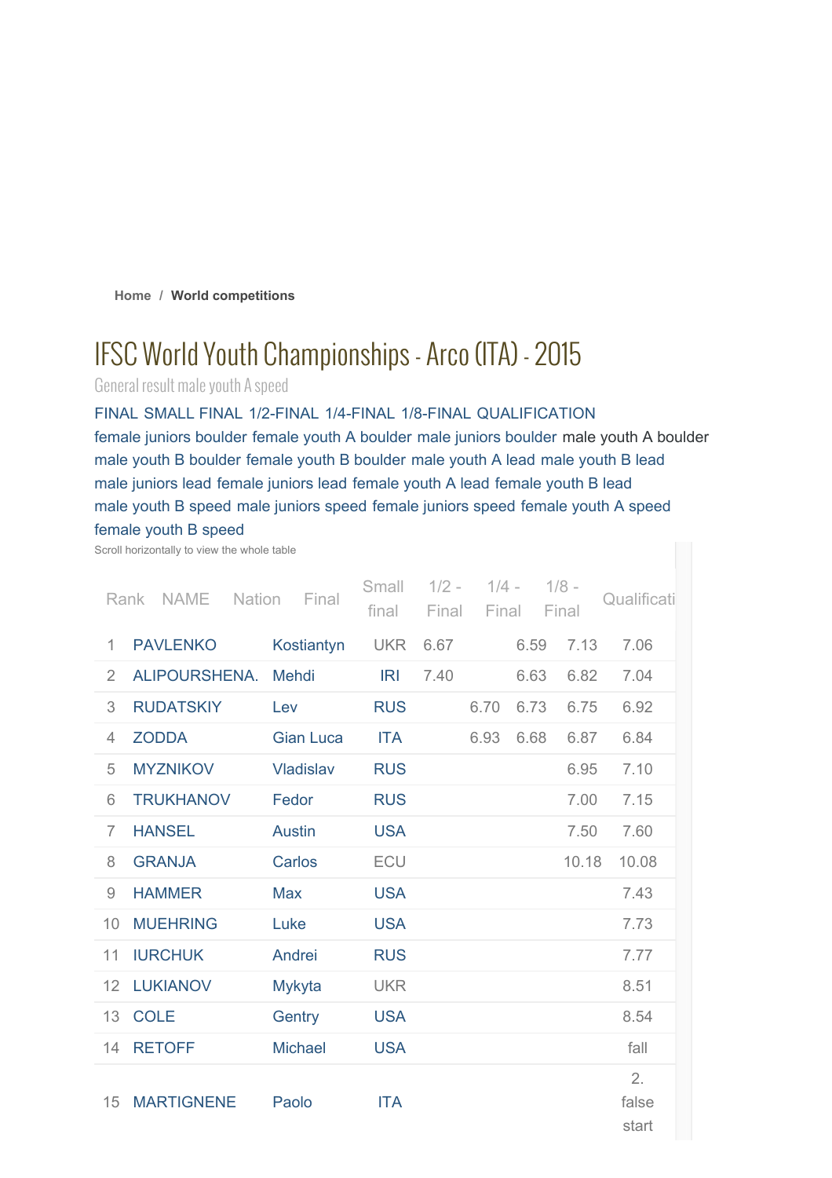Home / **World competitions**

# IFSC World Youth Championships - Arco (ITA) - 2015

General result male youth A speed

FINAL SMALL FINAL 1/2-FINAL 1/4-FINAL 1/8-FINAL QUALIFICATION

female juniors boulder female youth A boulder male juniors boulder male youth A boulder male youth B boulder female youth B boulder male youth A lead male youth B lead male juniors lead female juniors lead female youth A lead female youth B lead male youth B speed male juniors speed female juniors speed female youth A speed female youth B speed

Scroll horizontally to view the whole table

| Rank | NAME | Nation | Final | Small final | 1/2 - Final | 1/4 - Final | 1/8 - Final | Qualificati |
|---|---|---|---|---|---|---|---|---|
| 1 | PAVLENKO | Kostiantyn | UKR | 6.67 | | 6.59 | 7.13 | 7.06 |
| 2 | ALIPOURSHENA. | Mehdi | IRI | 7.40 | | 6.63 | 6.82 | 7.04 |
| 3 | RUDATSKIY | Lev | RUS | | 6.70 | 6.73 | 6.75 | 6.92 |
| 4 | ZODDA | Gian Luca | ITA | | 6.93 | 6.68 | 6.87 | 6.84 |
| 5 | MYZNIKOV | Vladislav | RUS | | | | 6.95 | 7.10 |
| 6 | TRUKHANOV | Fedor | RUS | | | | 7.00 | 7.15 |
| 7 | HANSEL | Austin | USA | | | | 7.50 | 7.60 |
| 8 | GRANJA | Carlos | ECU | | | | 10.18 | 10.08 |
| 9 | HAMMER | Max | USA | | | | | 7.43 |
| 10 | MUEHRING | Luke | USA | | | | | 7.73 |
| 11 | IURCHUK | Andrei | RUS | | | | | 7.77 |
| 12 | LUKIANOV | Mykyta | UKR | | | | | 8.51 |
| 13 | COLE | Gentry | USA | | | | | 8.54 |
| 14 | RETOFF | Michael | USA | | | | | fall |
| 15 | MARTIGNENE | Paolo | ITA | | | | | 2. false start |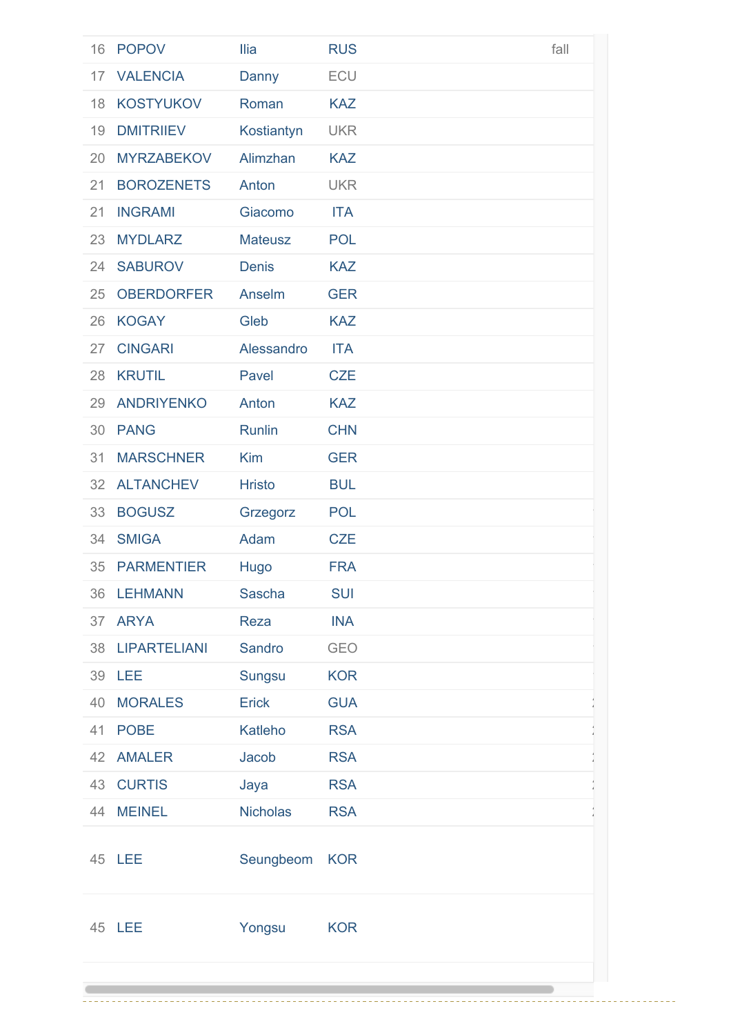| | | | | |
|---|---|---|---|---|
| 16 | POPOV | Ilia | RUS | fall |
| 17 | VALENCIA | Danny | ECU | |
| 18 | KOSTYUKOV | Roman | KAZ | |
| 19 | DMITRIIEV | Kostiantyn | UKR | |
| 20 | MYRZABEKOV | Alimzhan | KAZ | |
| 21 | BOROZENETS | Anton | UKR | |
| 21 | INGRAMI | Giacomo | ITA | |
| 23 | MYDLARZ | Mateusz | POL | |
| 24 | SABUROV | Denis | KAZ | |
| 25 | OBERDORFER | Anselm | GER | |
| 26 | KOGAY | Gleb | KAZ | |
| 27 | CINGARI | Alessandro | ITA | |
| 28 | KRUTIL | Pavel | CZE | |
| 29 | ANDRIYENKO | Anton | KAZ | |
| 30 | PANG | Runlin | CHN | |
| 31 | MARSCHNER | Kim | GER | |
| 32 | ALTANCHEV | Hristo | BUL | |
| 33 | BOGUSZ | Grzegorz | POL | |
| 34 | SMIGA | Adam | CZE | |
| 35 | PARMENTIER | Hugo | FRA | |
| 36 | LEHMANN | Sascha | SUI | |
| 37 | ARYA | Reza | INA | |
| 38 | LIPARTELIANI | Sandro | GEO | |
| 39 | LEE | Sungsu | KOR | |
| 40 | MORALES | Erick | GUA | |
| 41 | POBE | Katleho | RSA | |
| 42 | AMALER | Jacob | RSA | |
| 43 | CURTIS | Jaya | RSA | |
| 44 | MEINEL | Nicholas | RSA | |
| 45 | LEE | Seungbeom | KOR | |
| 45 | LEE | Yongsu | KOR | |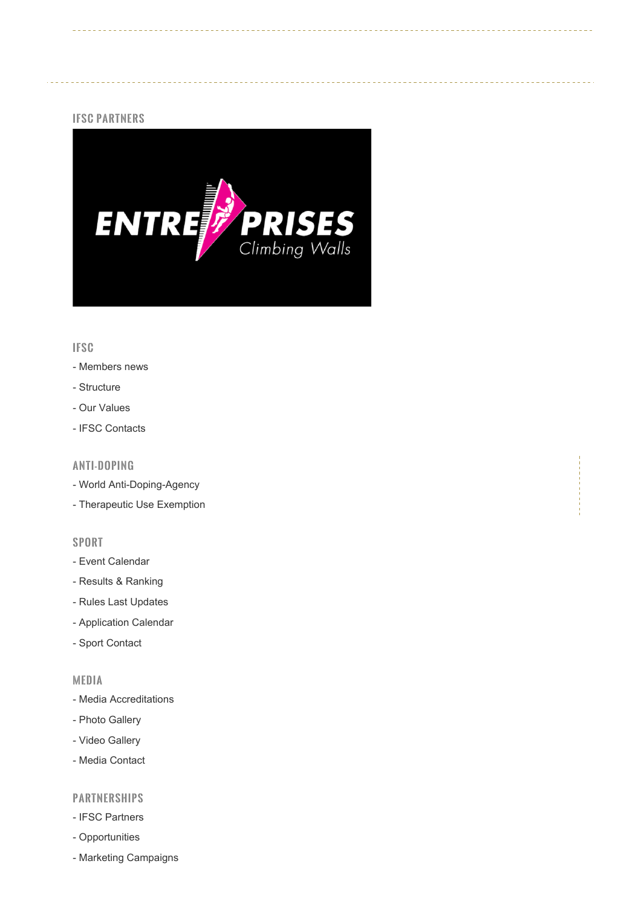## IFSC PARTNERS

ENTRE PRISES Climbing Walls

## IFSC

- Members news
- Structure
- Our Values
- IFSC Contacts

## ANTI-DOPING

- World Anti-Doping-Agency
- Therapeutic Use Exemption

## SPORT

- Event Calendar
- Results & Ranking
- Rules Last Updates
- Application Calendar
- Sport Contact

## MEDIA

- Media Accreditations
- Photo Gallery
- Video Gallery
- Media Contact

## PARTNERSHIPS

- IFSC Partners
- Opportunities
- Marketing Campaigns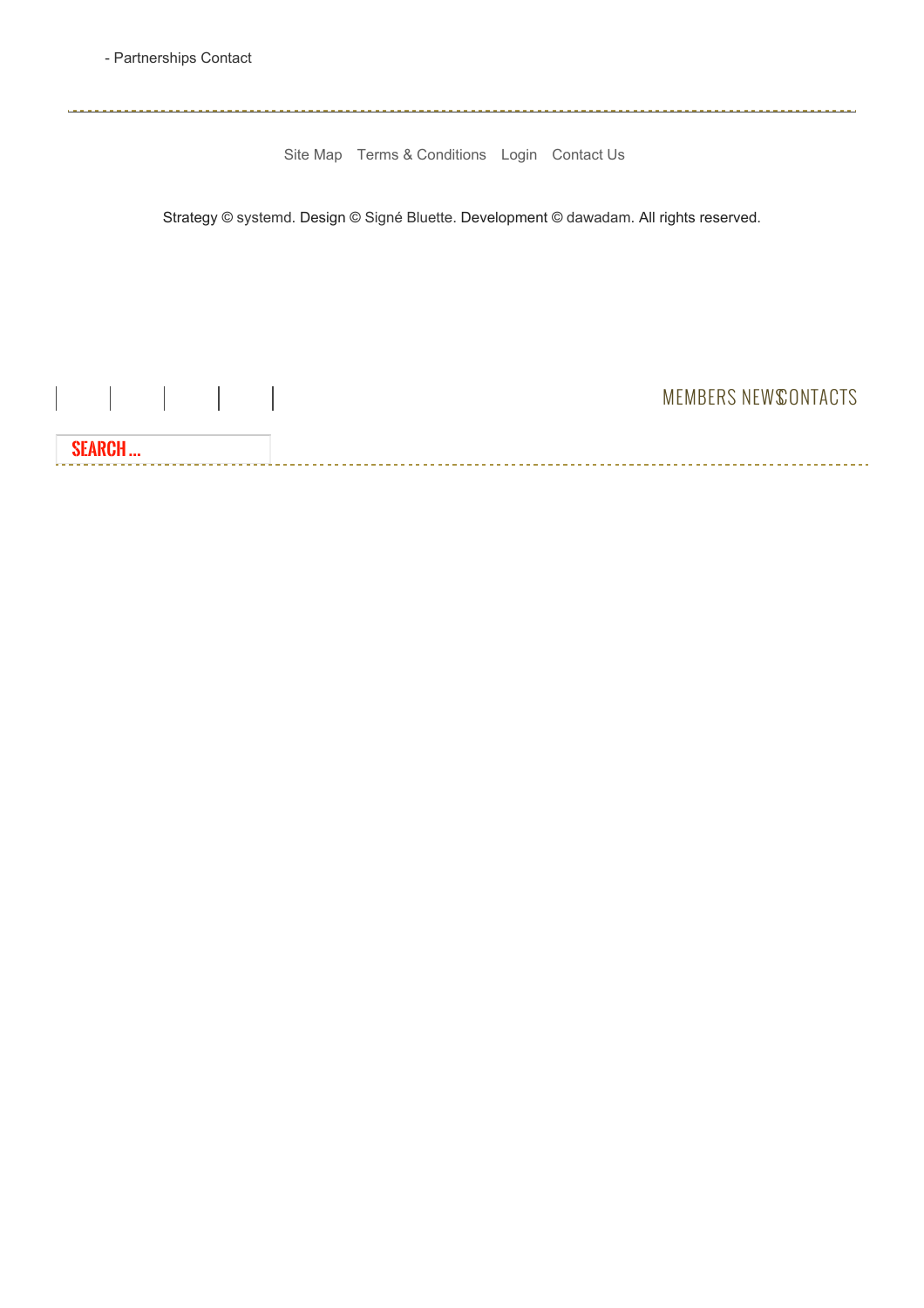- Partnerships Contact

---

Site Map Terms & Conditions Login Contact Us

Strategy © systemd. Design © Signé Bluette. Development © dawadam. All rights reserved.

MEMBERS NEWS CONTACTS

SEARCH ...